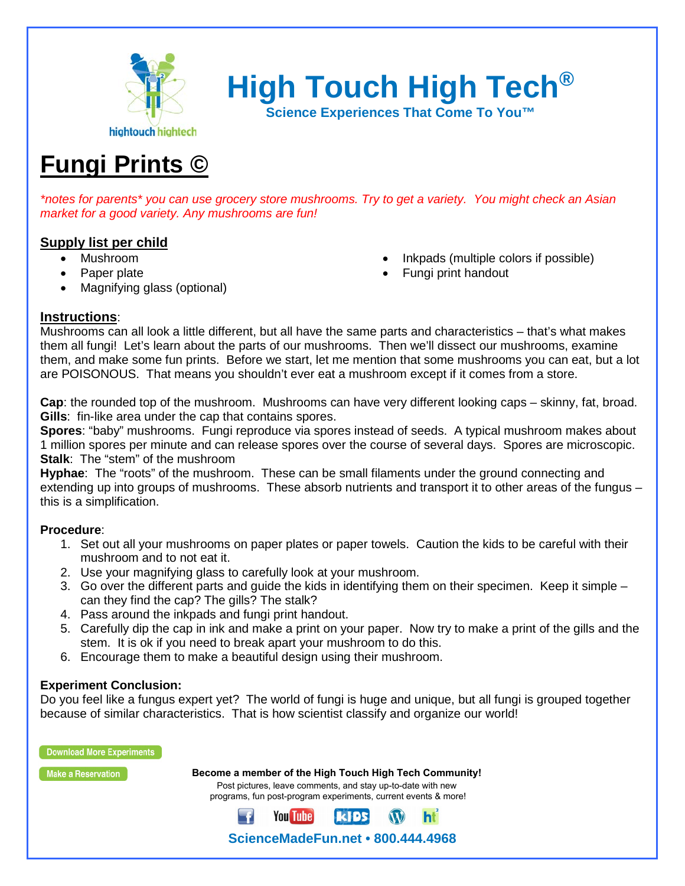# High Touch High Tech®

**Science Experiences That Come To You™**

# Fungi Prints ©

*\*notes for parents\* you can use grocery store mushrooms. Try to get a variety. You might check an Asian market for a good variety. Any mushrooms are fun!*

## Supply list per child

- Mushroom
- Paper plate
- Magnifying glass (optional)
- Inkpads (multiple colors if possible)
- Fungi print handout

## Instructions:

Mushrooms can all look a little different, but all have the same parts and characteristics – that's what makes them all fungi! Let's learn about the parts of our mushrooms. Then we'll dissect our mushrooms, examine them, and make some fun prints. Before we start, let me mention that some mushrooms you can eat, but a lot are POISONOUS. That means you shouldn't ever eat a mushroom except if it comes from a store.

**Cap**: the rounded top of the mushroom. Mushrooms can have very different looking caps – skinny, fat, broad.
**Gills**: fin-like area under the cap that contains spores.
**Spores**: "baby" mushrooms. Fungi reproduce via spores instead of seeds. A typical mushroom makes about 1 million spores per minute and can release spores over the course of several days. Spores are microscopic.
**Stalk**: The "stem" of the mushroom
**Hyphae**: The "roots" of the mushroom. These can be small filaments under the ground connecting and extending up into groups of mushrooms. These absorb nutrients and transport it to other areas of the fungus – this is a simplification.

**Procedure**:

1. Set out all your mushrooms on paper plates or paper towels. Caution the kids to be careful with their mushroom and to not eat it.
2. Use your magnifying glass to carefully look at your mushroom.
3. Go over the different parts and guide the kids in identifying them on their specimen. Keep it simple – can they find the cap? The gills? The stalk?
4. Pass around the inkpads and fungi print handout.
5. Carefully dip the cap in ink and make a print on your paper. Now try to make a print of the gills and the stem. It is ok if you need to break apart your mushroom to do this.
6. Encourage them to make a beautiful design using their mushroom.

**Experiment Conclusion:**
Do you feel like a fungus expert yet? The world of fungi is huge and unique, but all fungi is grouped together because of similar characteristics. That is how scientist classify and organize our world!

Download More Experiments

Make a Reservation

**Become a member of the High Touch High Tech Community!**
Post pictures, leave comments, and stay up-to-date with new programs, fun post-program experiments, current events & more!

**ScienceMadeFun.net • 800.444.4968**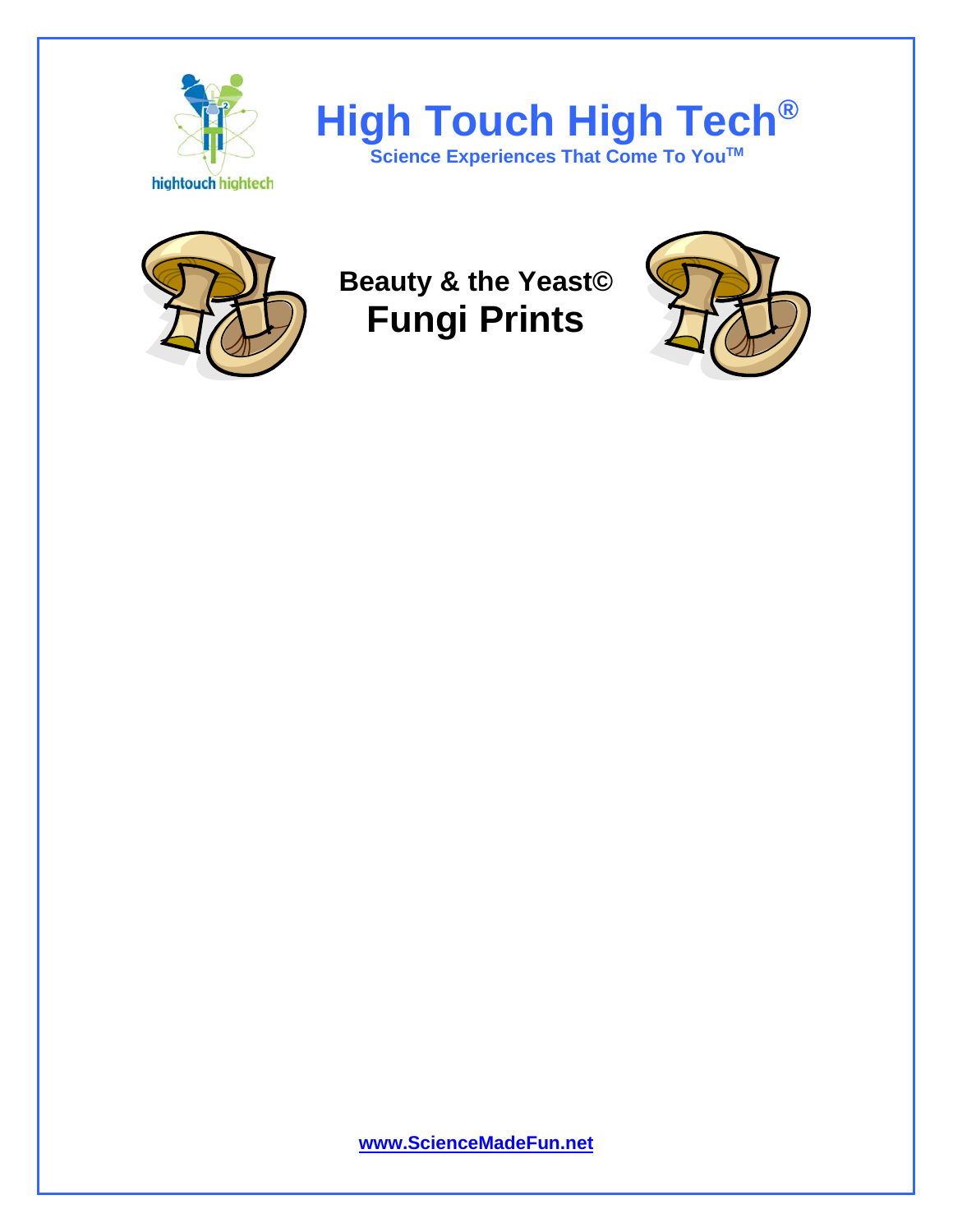# High Touch High Tech®

**Science Experiences That Come To You™**

## Beauty & the Yeast©

# Fungi Prints

**www.ScienceMadeFun.net**